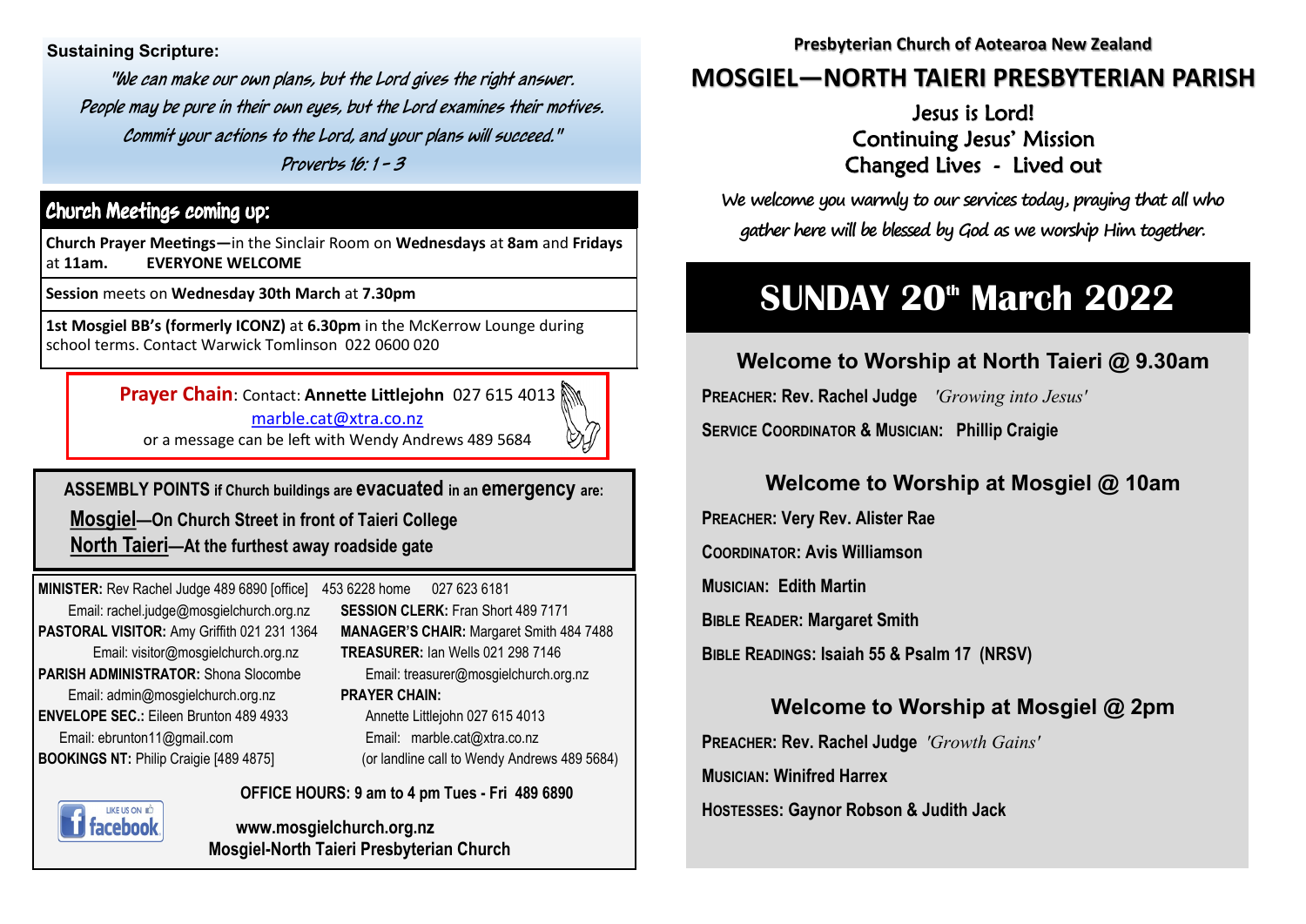**Sustaining Scripture:**

*"We can make our own plans, but the Lord gives the right answer.*
*People may be pure in their own eyes, but the Lord examines their motives.*
*Commit your actions to the Lord, and your plans will succeed."*
*Proverbs 16: 1 - 3*

## Church Meetings coming up:

**Church Prayer Meetings—**in the Sinclair Room on **Wednesdays** at **8am** and **Fridays** at **11am.** **EVERYONE WELCOME**

**Session** meets on **Wednesday 30th March** at **7.30pm**

**1st Mosgiel BB's (formerly ICONZ)** at **6.30pm** in the McKerrow Lounge during school terms. Contact Warwick Tomlinson 022 0600 020

**Prayer Chain**: Contact: **Annette Littlejohn** 027 615 4013
marble.cat@xtra.co.nz
or a message can be left with Wendy Andrews 489 5684

**ASSEMBLY POINTS if Church buildings are evacuated in an emergency are:**

**Mosgiel—On Church Street in front of Taieri College**
**North Taieri—At the furthest away roadside gate**

**MINISTER:** Rev Rachel Judge 489 6890 [office] 453 6228 home 027 623 6181
Email: rachel.judge@mosgielchurch.org.nz
**PASTORAL VISITOR:** Amy Griffith 021 231 1364
Email: visitor@mosgielchurch.org.nz
**PARISH ADMINISTRATOR:** Shona Slocombe
Email: admin@mosgielchurch.org.nz
**ENVELOPE SEC.:** Eileen Brunton 489 4933
Email: ebrunton11@gmail.com
**BOOKINGS NT:** Philip Craigie [489 4875]

**SESSION CLERK:** Fran Short 489 7171
**MANAGER'S CHAIR:** Margaret Smith 484 7488
**TREASURER:** Ian Wells 021 298 7146
Email: treasurer@mosgielchurch.org.nz
**PRAYER CHAIN:**
Annette Littlejohn 027 615 4013
Email: marble.cat@xtra.co.nz
(or landline call to Wendy Andrews 489 5684)

**OFFICE HOURS: 9 am to 4 pm Tues - Fri 489 6890**

**www.mosgielchurch.org.nz**
**Mosgiel-North Taieri Presbyterian Church**

**Presbyterian Church of Aotearoa New Zealand**

# MOSGIEL—NORTH TAIERI PRESBYTERIAN PARISH

Jesus is Lord!
Continuing Jesus' Mission
Changed Lives - Lived out

*We welcome you warmly to our services today, praying that all who gather here will be blessed by God as we worship Him together.*

# SUNDAY 20th March 2022

## Welcome to Worship at North Taieri @ 9.30am

**PREACHER: Rev. Rachel Judge** *'Growing into Jesus'*

**SERVICE COORDINATOR & MUSICIAN: Phillip Craigie**

## Welcome to Worship at Mosgiel @ 10am

**PREACHER: Very Rev. Alister Rae**

**COORDINATOR: Avis Williamson**

**MUSICIAN: Edith Martin**

**BIBLE READER: Margaret Smith**

**BIBLE READINGS: Isaiah 55 & Psalm 17 (NRSV)**

## Welcome to Worship at Mosgiel @ 2pm

**PREACHER: Rev. Rachel Judge** *'Growth Gains'*

**MUSICIAN: Winifred Harrex**

**HOSTESSES: Gaynor Robson & Judith Jack**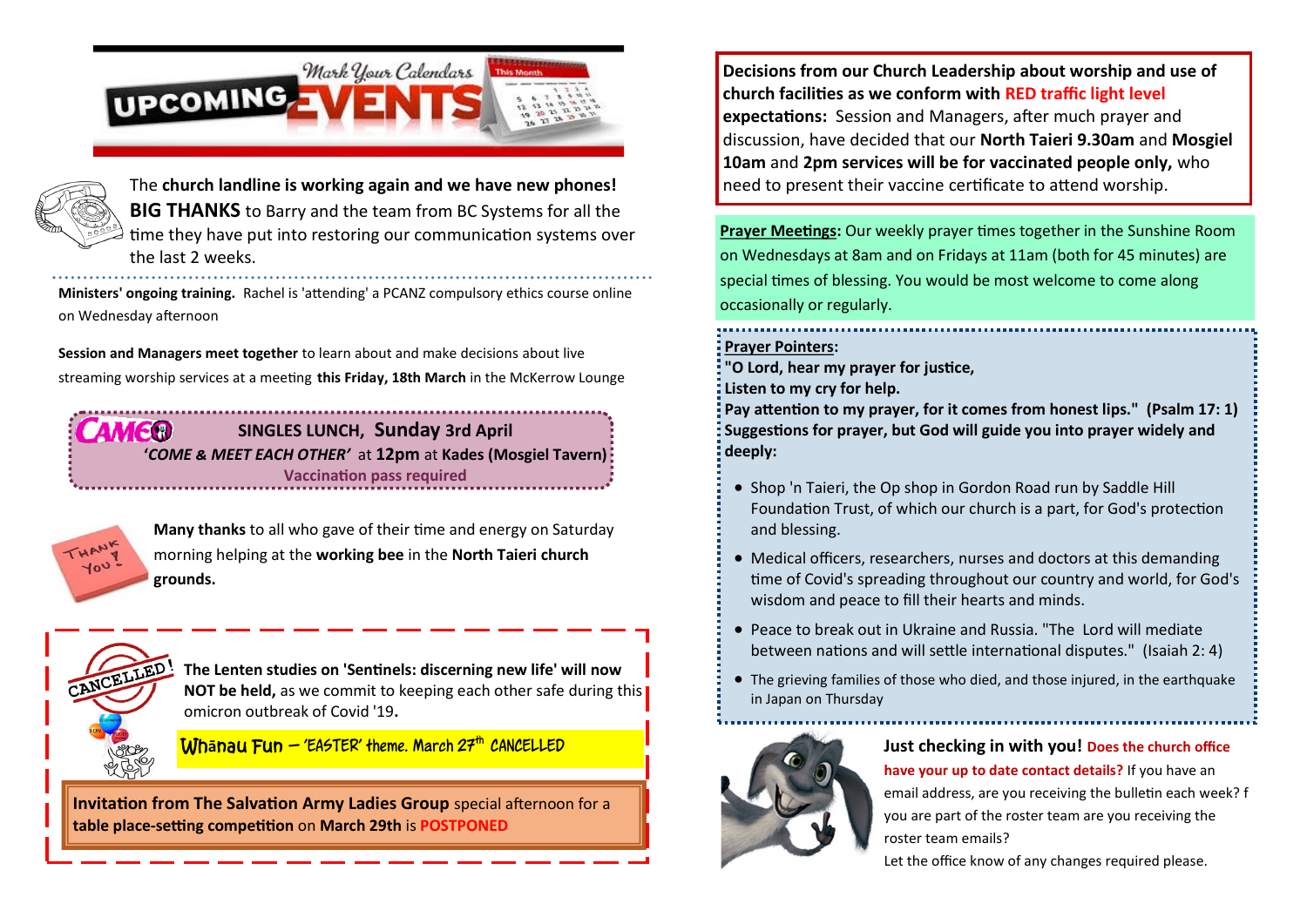# UPCOMING EVENTS

*Mark Your Calendars*

The **church landline is working again and we have new phones! BIG THANKS** to Barry and the team from BC Systems for all the time they have put into restoring our communication systems over the last 2 weeks.

**Ministers' ongoing training.** Rachel is 'attending' a PCANZ compulsory ethics course online on Wednesday afternoon

**Session and Managers meet together** to learn about and make decisions about live streaming worship services at a meeting **this Friday, 18th March** in the McKerrow Lounge

**CAMEO** **SINGLES LUNCH, Sunday 3rd April**
***'COME & MEET EACH OTHER'*** at **12pm** at **Kades (Mosgiel Tavern)**
**Vaccination pass required**

**Many thanks** to all who gave of their time and energy on Saturday morning helping at the **working bee** in the **North Taieri church grounds.**

**CANCELLED!**

**The Lenten studies on 'Sentinels: discerning new life' will now NOT be held,** as we commit to keeping each other safe during this omicron outbreak of Covid '19**.**

Whānau Fun – 'EASTER' theme. March 27th CANCELLED

**Invitation from The Salvation Army Ladies Group** special afternoon for a **table place-setting competition** on **March 29th** is **POSTPONED**

**Decisions from our Church Leadership about worship and use of church facilities as we conform with RED traffic light level expectations:** Session and Managers, after much prayer and discussion, have decided that our **North Taieri 9.30am** and **Mosgiel 10am** and **2pm services will be for vaccinated people only,** who need to present their vaccine certificate to attend worship.

**Prayer Meetings:** Our weekly prayer times together in the Sunshine Room on Wednesdays at 8am and on Fridays at 11am (both for 45 minutes) are special times of blessing. You would be most welcome to come along occasionally or regularly.

**Prayer Pointers:**
**"O Lord, hear my prayer for justice,**
**Listen to my cry for help.**
**Pay attention to my prayer, for it comes from honest lips." (Psalm 17: 1)**
**Suggestions for prayer, but God will guide you into prayer widely and deeply:**

- Shop 'n Taieri, the Op shop in Gordon Road run by Saddle Hill Foundation Trust, of which our church is a part, for God's protection and blessing.
- Medical officers, researchers, nurses and doctors at this demanding time of Covid's spreading throughout our country and world, for God's wisdom and peace to fill their hearts and minds.
- Peace to break out in Ukraine and Russia. "The Lord will mediate between nations and will settle international disputes." (Isaiah 2: 4)
- The grieving families of those who died, and those injured, in the earthquake in Japan on Thursday

**Just checking in with you! Does the church office have your up to date contact details?** If you have an email address, are you receiving the bulletin each week? f you are part of the roster team are you receiving the roster team emails?
Let the office know of any changes required please.